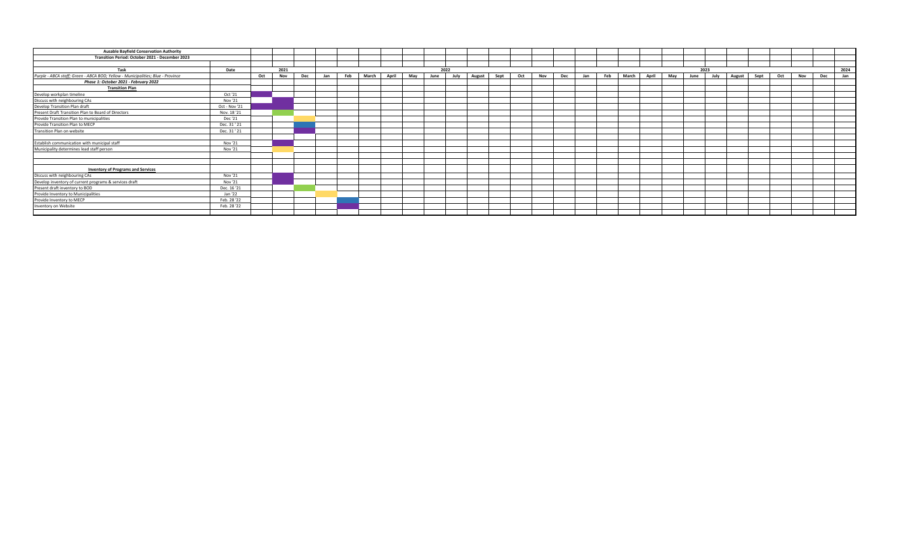**Ausable Bayfield Conservation Authority**

**Transition Period: October 2021 - December 2023**

| Task | Date | | 2021 | | | | | | | | 2022 | | | | | | | | | | | | 2023 | | | | | | 2024 |
|---|---|---|---|---|---|---|---|---|---|---|---|---|---|---|---|---|---|---|---|---|---|---|---|---|---|---|---|---|---|
| *Purple - ABCA staff; Green - ABCA BOD; Yellow - Municipalities; Blue - Province* | | Oct | Nov | Dec | Jan | Feb | March | April | May | June | July | August | Sept | Oct | Nov | Dec | Jan | Feb | March | April | May | June | July | August | Sept | Oct | Nov | Dec | Jan |
| ***Phase 1: October 2021 - February 2022*** | | | | | | | | | | | | | | | | | | | | | | | | | | | | | |
| **Transition Plan** | | | | | | | | | | | | | | | | | | | | | | | | | | | | | |
| Develop workplan timeline | Oct '21 | Purple | | | | | | | | | | | | | | | | | | | | | | | | | | | |
| Discuss with neighbouring CAs | Nov '21 | | Purple | | | | | | | | | | | | | | | | | | | | | | | | | | |
| Develop Transition Plan draft | Oct - Nov '21 | Purple | Purple | | | | | | | | | | | | | | | | | | | | | | | | | | |
| Present Draft Transition Plan to Board of Directors | Nov. 18 '21 | | Green | | | | | | | | | | | | | | | | | | | | | | | | | | |
| Provide Transition Plan to municipalities | Dec '21 | | | Yellow | | | | | | | | | | | | | | | | | | | | | | | | | |
| Provide Transition Plan to MECP | Dec. 31 ' 21 | | | Blue | | | | | | | | | | | | | | | | | | | | | | | | | |
| Transition Plan on website | Dec. 31 ' 21 | | | Purple | | | | | | | | | | | | | | | | | | | | | | | | | |
| | | | | | | | | | | | | | | | | | | | | | | | | | | | | | |
| Establish communication with municipal staff | Nov '21 | | Purple | | | | | | | | | | | | | | | | | | | | | | | | | | |
| Municipality determines lead staff person | Nov '21 | | Yellow | | | | | | | | | | | | | | | | | | | | | | | | | | |
| | | | | | | | | | | | | | | | | | | | | | | | | | | | | | |
| | | | | | | | | | | | | | | | | | | | | | | | | | | | | | |
| **Inventory of Programs and Services** | | | | | | | | | | | | | | | | | | | | | | | | | | | | | |
| Discuss with neighbouring CAs | Nov '21 | | Purple | | | | | | | | | | | | | | | | | | | | | | | | | | |
| Develop inventory of current programs & services draft | Nov '21 | | Purple | | | | | | | | | | | | | | | | | | | | | | | | | | |
| Present draft inventory to BOD | Dec. 16 '21 | | | Green | | | | | | | | | | | | | | | | | | | | | | | | | |
| Provide Inventory to Municipalities | Jan '22 | | | | Yellow | | | | | | | | | | | | | | | | | | | | | | | | |
| Provide Inventory to MECP | Feb. 28 '22 | | | | | Blue | | | | | | | | | | | | | | | | | | | | | | | |
| Inventory on Website | Feb. 28 '22 | | | | | Purple | | | | | | | | | | | | | | | | | | | | | | | |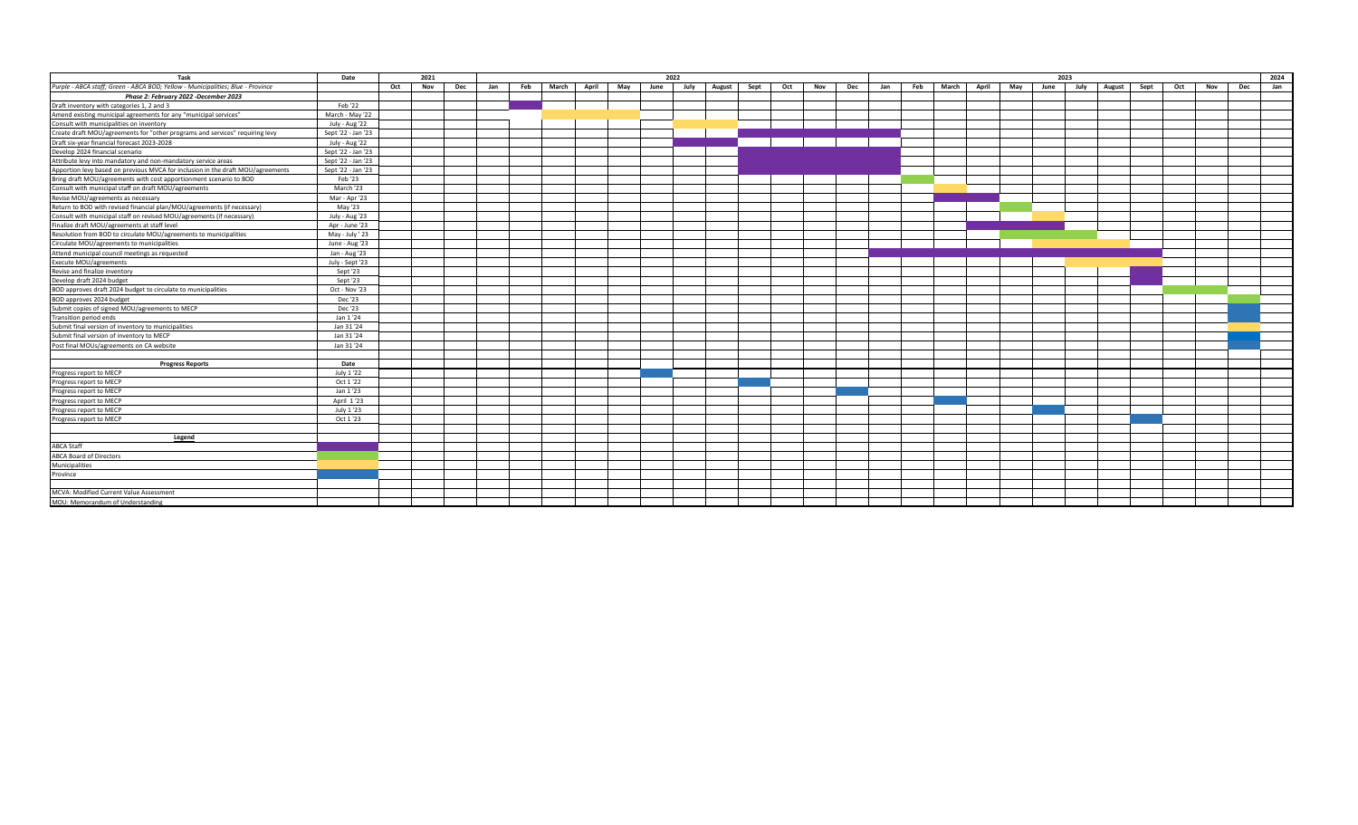| Task | Date |
|---|---|
| *Purple - ABCA staff; Green - ABCA BOD; Yellow - Municipalities; Blue - Province* | |
| ***Phase 2: February 2022 -December 2023*** | |
| Draft inventory with categories 1, 2 and 3 | Feb '22 |
| Amend existing municipal agreements for any "municipal services" | March - May '22 |
| Consult with municipalities on inventory | July - Aug '22 |
| Create draft MOU/agreements for "other programs and services" requiring levy | Sept '22 - Jan '23 |
| Draft six-year financial forecast 2023-2028 | July - Aug '22 |
| Develop 2024 financial scenario | Sept '22 - Jan '23 |
| Attribute levy into mandatory and non-mandatory service areas | Sept '22 - Jan '23 |
| Apportion levy based on previous MVCA for inclusion in the draft MOU/agreements | Sept '22 - Jan '23 |
| Bring draft MOU/agreements with cost apportionment scenario to BOD | Feb '23 |
| Consult with municipal staff on draft MOU/agreements | March '23 |
| Revise MOU/agreements as necessary | Mar - Apr '23 |
| Return to BOD with revised financial plan/MOU/agreements (if necessary) | May '23 |
| Consult with municipal staff on revised MOU/agreements (if necessary) | July - Aug '23 |
| Finalize draft MOU/agreements at staff level | Apr - June '23 |
| Resolution from BOD to circulate MOU/agreements to municipalities | May - July ' 23 |
| Circulate MOU/agreements to municipalities | June - Aug '23 |
| Attend municipal council meetings as requested | Jan - Aug '23 |
| Execute MOU/agreements | July - Sept '23 |
| Revise and finalize inventory | Sept '23 |
| Develop draft 2024 budget | Sept '23 |
| BOD approves draft 2024 budget to circulate to municipalities | Oct - Nov '23 |
| BOD approves 2024 budget | Dec '23 |
| Submit copies of signed MOU/agreements to MECP | Dec '23 |
| Transition period ends | Jan 1 '24 |
| Submit final version of inventory to municipalities | Jan 31 '24 |
| Submit final version of inventory to MECP | Jan 31 '24 |
| Post final MOUs/agreements on CA website | Jan 31 '24 |
| | |
| **Progress Reports** | **Date** |
| Progress report to MECP | July 1 '22 |
| Progress report to MECP | Oct 1 '22 |
| Progress report to MECP | Jan 1 '23 |
| Progress report to MECP | April 1 '23 |
| Progress report to MECP | July 1 '23 |
| Progress report to MECP | Oct 1 '23 |
| | |
| **Legend** | |
| ABCA Staff | |
| ABCA Board of Directors | |
| Municipalities | |
| Province | |
| | |
| MCVA: Modified Current Value Assessment | |
| MOU: Memorandum of Understanding | |

2021: Oct Nov Dec

2022: Jan Feb March April May June July August Sept Oct Nov Dec

2023: Jan Feb March April May June July August Sept Oct Nov Dec

2024: Jan